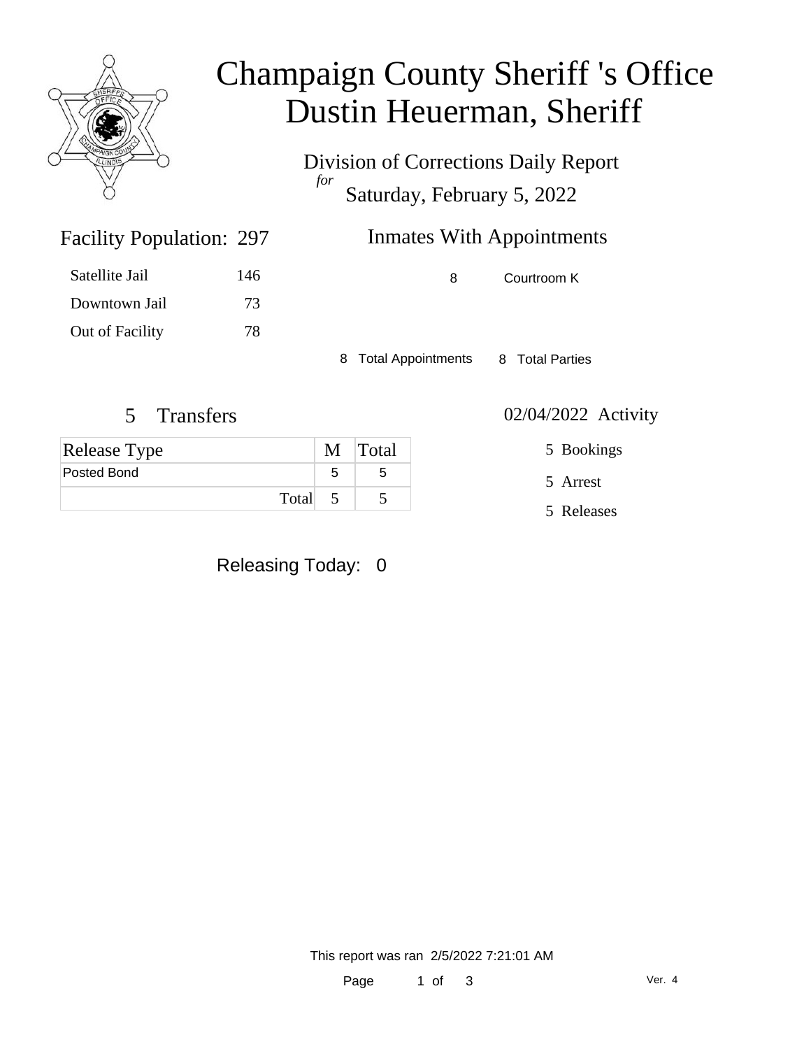# Champaign County Sheriff 's Office
# Dustin Heuerman, Sheriff

Division of Corrections Daily Report
*for*
Saturday, February 5, 2022

## Facility Population: 297

| | |
|---|---|
| Satellite Jail | 146 |
| Downtown Jail | 73 |
| Out of Facility | 78 |

## Inmates With Appointments

| | |
|---|---|
| 8 | Courtroom K |

8 Total Appointments    8 Total Parties

## 5 Transfers

| Release Type | M | Total |
|---|---|---|
| Posted Bond | 5 | 5 |
| Total | 5 | 5 |

## 02/04/2022 Activity

5 Bookings

5 Arrest

5 Releases

Releasing Today: 0

This report was ran 2/5/2022 7:21:01 AM

Ver. 4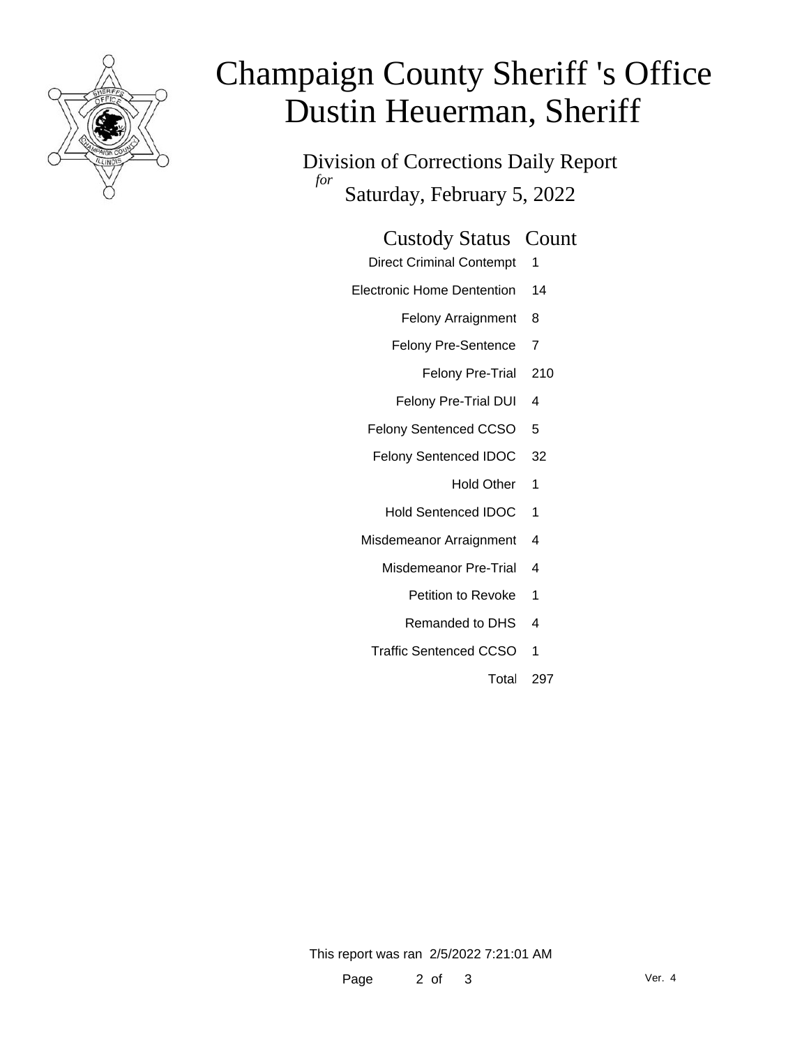# Champaign County Sheriff 's Office
# Dustin Heuerman, Sheriff

Division of Corrections Daily Report

*for* Saturday, February 5, 2022

| Custody Status | Count |
|---|---|
| Direct Criminal Contempt | 1 |
| Electronic Home Dentention | 14 |
| Felony Arraignment | 8 |
| Felony Pre-Sentence | 7 |
| Felony Pre-Trial | 210 |
| Felony Pre-Trial DUI | 4 |
| Felony Sentenced CCSO | 5 |
| Felony Sentenced IDOC | 32 |
| Hold Other | 1 |
| Hold Sentenced IDOC | 1 |
| Misdemeanor Arraignment | 4 |
| Misdemeanor Pre-Trial | 4 |
| Petition to Revoke | 1 |
| Remanded to DHS | 4 |
| Traffic Sentenced CCSO | 1 |
| Total | 297 |

This report was ran 2/5/2022 7:21:01 AM

Ver. 4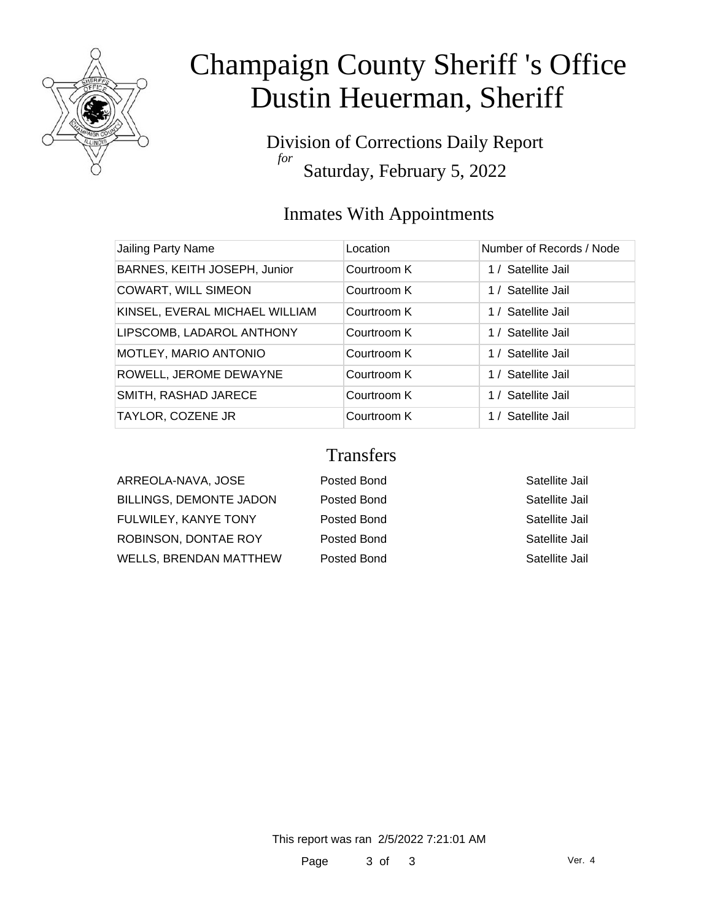# Champaign County Sheriff 's Office
# Dustin Heuerman, Sheriff

Division of Corrections Daily Report
*for*
Saturday, February 5, 2022

## Inmates With Appointments

| Jailing Party Name | Location | Number of Records / Node |
|---|---|---|
| BARNES, KEITH JOSEPH, Junior | Courtroom K | 1 / Satellite Jail |
| COWART, WILL SIMEON | Courtroom K | 1 / Satellite Jail |
| KINSEL, EVERAL MICHAEL WILLIAM | Courtroom K | 1 / Satellite Jail |
| LIPSCOMB, LADAROL ANTHONY | Courtroom K | 1 / Satellite Jail |
| MOTLEY, MARIO ANTONIO | Courtroom K | 1 / Satellite Jail |
| ROWELL, JEROME DEWAYNE | Courtroom K | 1 / Satellite Jail |
| SMITH, RASHAD JARECE | Courtroom K | 1 / Satellite Jail |
| TAYLOR, COZENE JR | Courtroom K | 1 / Satellite Jail |

## Transfers

| | | |
|---|---|---|
| ARREOLA-NAVA, JOSE | Posted Bond | Satellite Jail |
| BILLINGS, DEMONTE JADON | Posted Bond | Satellite Jail |
| FULWILEY, KANYE TONY | Posted Bond | Satellite Jail |
| ROBINSON, DONTAE ROY | Posted Bond | Satellite Jail |
| WELLS, BRENDAN MATTHEW | Posted Bond | Satellite Jail |

This report was ran 2/5/2022 7:21:01 AM

Ver. 4